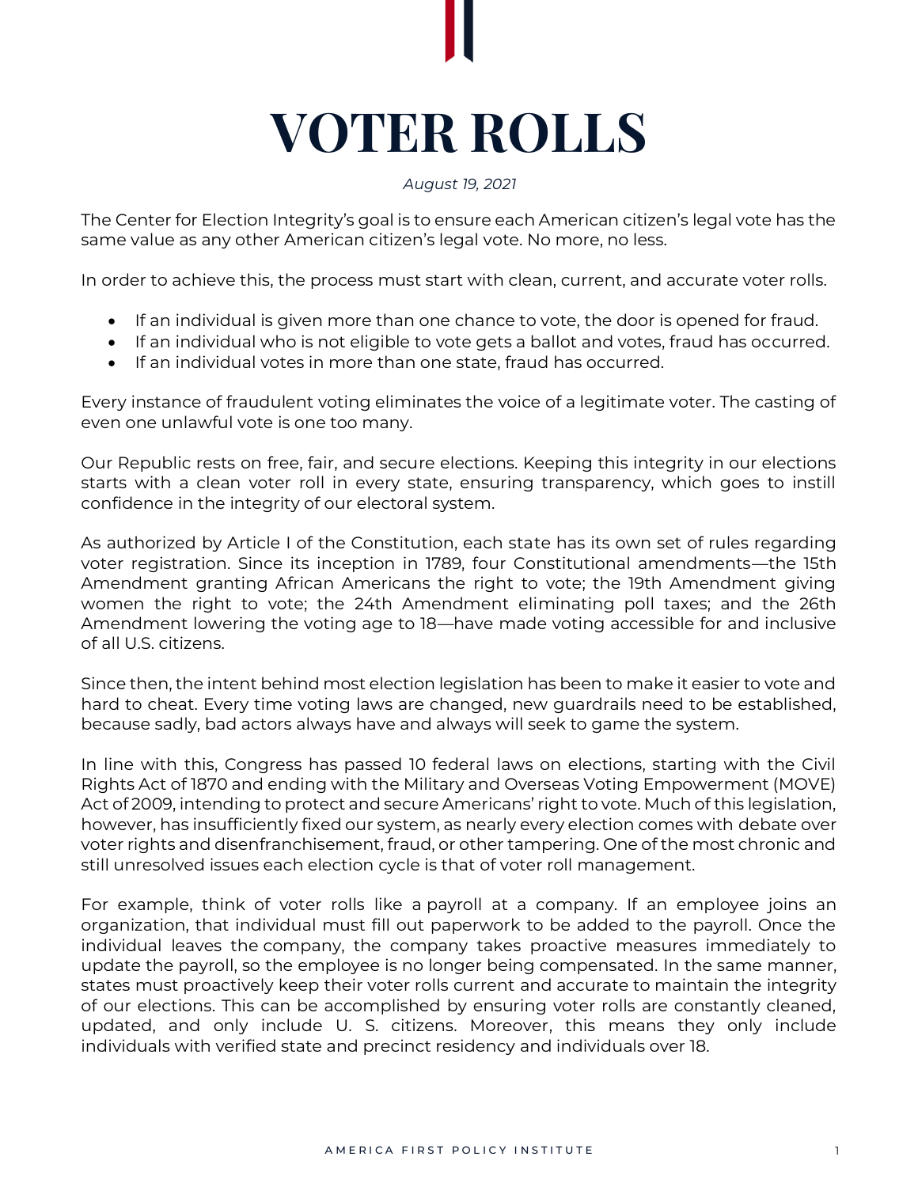# VOTER ROLLS

*August 19, 2021*

The Center for Election Integrity's goal is to ensure each American citizen's legal vote has the same value as any other American citizen's legal vote. No more, no less.

In order to achieve this, the process must start with clean, current, and accurate voter rolls.

- If an individual is given more than one chance to vote, the door is opened for fraud.
- If an individual who is not eligible to vote gets a ballot and votes, fraud has occurred.
- If an individual votes in more than one state, fraud has occurred.

Every instance of fraudulent voting eliminates the voice of a legitimate voter. The casting of even one unlawful vote is one too many.

Our Republic rests on free, fair, and secure elections. Keeping this integrity in our elections starts with a clean voter roll in every state, ensuring transparency, which goes to instill confidence in the integrity of our electoral system.

As authorized by Article I of the Constitution, each state has its own set of rules regarding voter registration. Since its inception in 1789, four Constitutional amendments—the 15th Amendment granting African Americans the right to vote; the 19th Amendment giving women the right to vote; the 24th Amendment eliminating poll taxes; and the 26th Amendment lowering the voting age to 18—have made voting accessible for and inclusive of all U.S. citizens.

Since then, the intent behind most election legislation has been to make it easier to vote and hard to cheat. Every time voting laws are changed, new guardrails need to be established, because sadly, bad actors always have and always will seek to game the system.

In line with this, Congress has passed 10 federal laws on elections, starting with the Civil Rights Act of 1870 and ending with the Military and Overseas Voting Empowerment (MOVE) Act of 2009, intending to protect and secure Americans' right to vote. Much of this legislation, however, has insufficiently fixed our system, as nearly every election comes with debate over voter rights and disenfranchisement, fraud, or other tampering. One of the most chronic and still unresolved issues each election cycle is that of voter roll management.

For example, think of voter rolls like a payroll at a company. If an employee joins an organization, that individual must fill out paperwork to be added to the payroll. Once the individual leaves the company, the company takes proactive measures immediately to update the payroll, so the employee is no longer being compensated. In the same manner, states must proactively keep their voter rolls current and accurate to maintain the integrity of our elections. This can be accomplished by ensuring voter rolls are constantly cleaned, updated, and only include U. S. citizens. Moreover, this means they only include individuals with verified state and precinct residency and individuals over 18.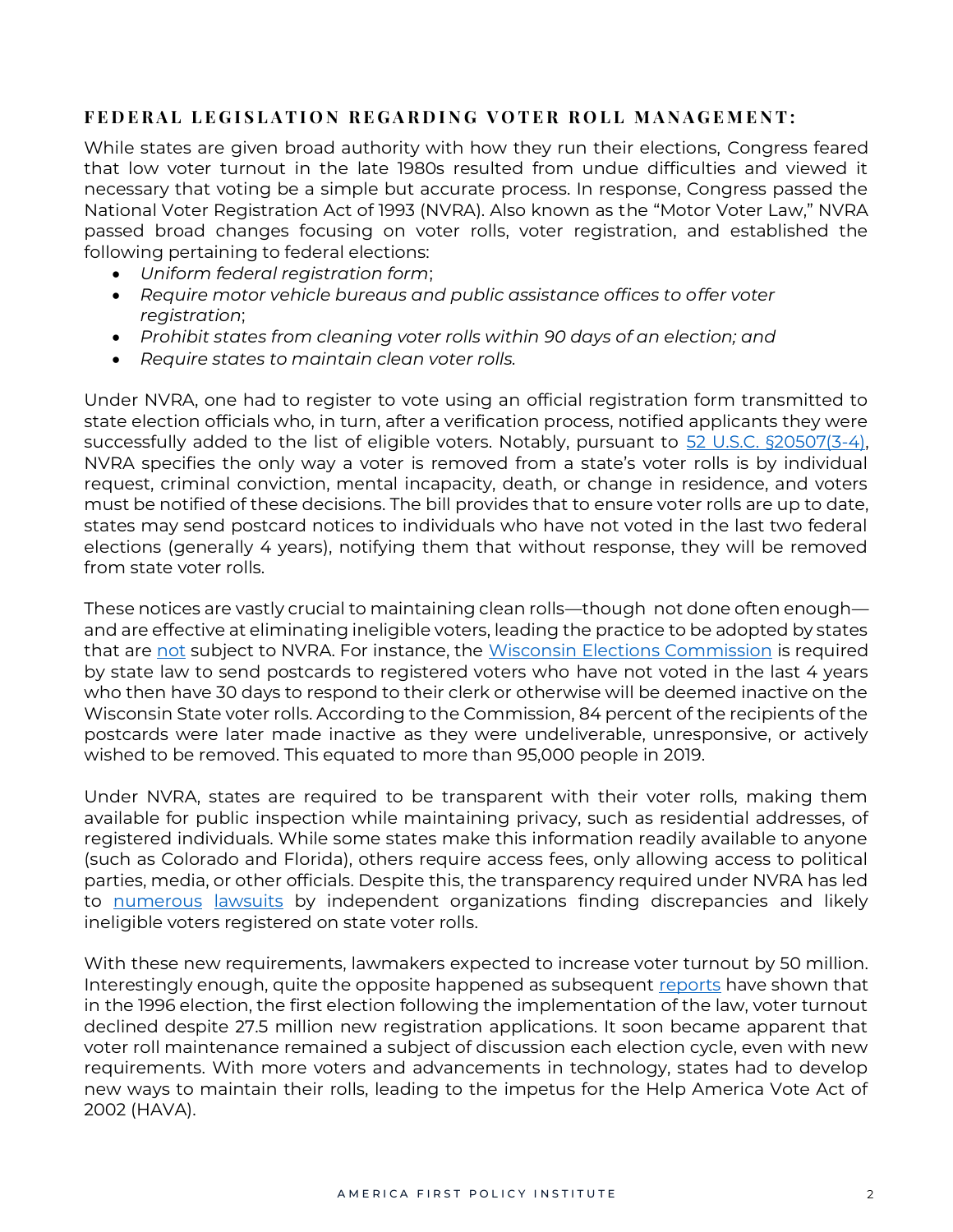## FEDERAL LEGISLATION REGARDING VOTER ROLL MANAGEMENT:

While states are given broad authority with how they run their elections, Congress feared that low voter turnout in the late 1980s resulted from undue difficulties and viewed it necessary that voting be a simple but accurate process. In response, Congress passed the National Voter Registration Act of 1993 (NVRA). Also known as the "Motor Voter Law," NVRA passed broad changes focusing on voter rolls, voter registration, and established the following pertaining to federal elections:

- *Uniform federal registration form*;
- *Require motor vehicle bureaus and public assistance offices to offer voter registration*;
- *Prohibit states from cleaning voter rolls within 90 days of an election; and*
- *Require states to maintain clean voter rolls.*

Under NVRA, one had to register to vote using an official registration form transmitted to state election officials who, in turn, after a verification process, notified applicants they were successfully added to the list of eligible voters. Notably, pursuant to 52 U.S.C. §20507(3-4), NVRA specifies the only way a voter is removed from a state's voter rolls is by individual request, criminal conviction, mental incapacity, death, or change in residence, and voters must be notified of these decisions. The bill provides that to ensure voter rolls are up to date, states may send postcard notices to individuals who have not voted in the last two federal elections (generally 4 years), notifying them that without response, they will be removed from state voter rolls.

These notices are vastly crucial to maintaining clean rolls—though not done often enough—and are effective at eliminating ineligible voters, leading the practice to be adopted by states that are not subject to NVRA. For instance, the Wisconsin Elections Commission is required by state law to send postcards to registered voters who have not voted in the last 4 years who then have 30 days to respond to their clerk or otherwise will be deemed inactive on the Wisconsin State voter rolls. According to the Commission, 84 percent of the recipients of the postcards were later made inactive as they were undeliverable, unresponsive, or actively wished to be removed. This equated to more than 95,000 people in 2019.

Under NVRA, states are required to be transparent with their voter rolls, making them available for public inspection while maintaining privacy, such as residential addresses, of registered individuals. While some states make this information readily available to anyone (such as Colorado and Florida), others require access fees, only allowing access to political parties, media, or other officials. Despite this, the transparency required under NVRA has led to numerous lawsuits by independent organizations finding discrepancies and likely ineligible voters registered on state voter rolls.

With these new requirements, lawmakers expected to increase voter turnout by 50 million. Interestingly enough, quite the opposite happened as subsequent reports have shown that in the 1996 election, the first election following the implementation of the law, voter turnout declined despite 27.5 million new registration applications. It soon became apparent that voter roll maintenance remained a subject of discussion each election cycle, even with new requirements. With more voters and advancements in technology, states had to develop new ways to maintain their rolls, leading to the impetus for the Help America Vote Act of 2002 (HAVA).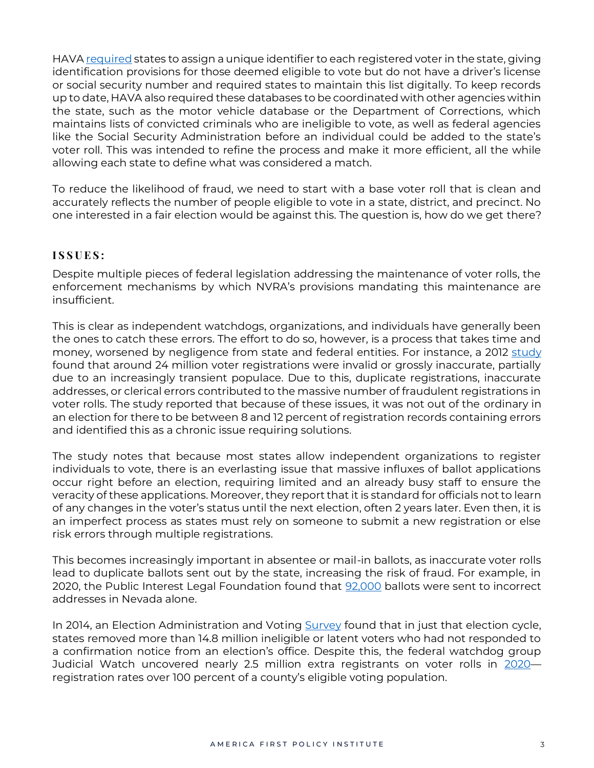HAVA required states to assign a unique identifier to each registered voter in the state, giving identification provisions for those deemed eligible to vote but do not have a driver's license or social security number and required states to maintain this list digitally. To keep records up to date, HAVA also required these databases to be coordinated with other agencies within the state, such as the motor vehicle database or the Department of Corrections, which maintains lists of convicted criminals who are ineligible to vote, as well as federal agencies like the Social Security Administration before an individual could be added to the state's voter roll. This was intended to refine the process and make it more efficient, all the while allowing each state to define what was considered a match.

To reduce the likelihood of fraud, we need to start with a base voter roll that is clean and accurately reflects the number of people eligible to vote in a state, district, and precinct. No one interested in a fair election would be against this. The question is, how do we get there?

## ISSUES:

Despite multiple pieces of federal legislation addressing the maintenance of voter rolls, the enforcement mechanisms by which NVRA's provisions mandating this maintenance are insufficient.

This is clear as independent watchdogs, organizations, and individuals have generally been the ones to catch these errors. The effort to do so, however, is a process that takes time and money, worsened by negligence from state and federal entities. For instance, a 2012 study found that around 24 million voter registrations were invalid or grossly inaccurate, partially due to an increasingly transient populace. Due to this, duplicate registrations, inaccurate addresses, or clerical errors contributed to the massive number of fraudulent registrations in voter rolls. The study reported that because of these issues, it was not out of the ordinary in an election for there to be between 8 and 12 percent of registration records containing errors and identified this as a chronic issue requiring solutions.

The study notes that because most states allow independent organizations to register individuals to vote, there is an everlasting issue that massive influxes of ballot applications occur right before an election, requiring limited and an already busy staff to ensure the veracity of these applications. Moreover, they report that it is standard for officials not to learn of any changes in the voter's status until the next election, often 2 years later. Even then, it is an imperfect process as states must rely on someone to submit a new registration or else risk errors through multiple registrations.

This becomes increasingly important in absentee or mail-in ballots, as inaccurate voter rolls lead to duplicate ballots sent out by the state, increasing the risk of fraud. For example, in 2020, the Public Interest Legal Foundation found that 92,000 ballots were sent to incorrect addresses in Nevada alone.

In 2014, an Election Administration and Voting Survey found that in just that election cycle, states removed more than 14.8 million ineligible or latent voters who had not responded to a confirmation notice from an election's office. Despite this, the federal watchdog group Judicial Watch uncovered nearly 2.5 million extra registrants on voter rolls in 2020—registration rates over 100 percent of a county's eligible voting population.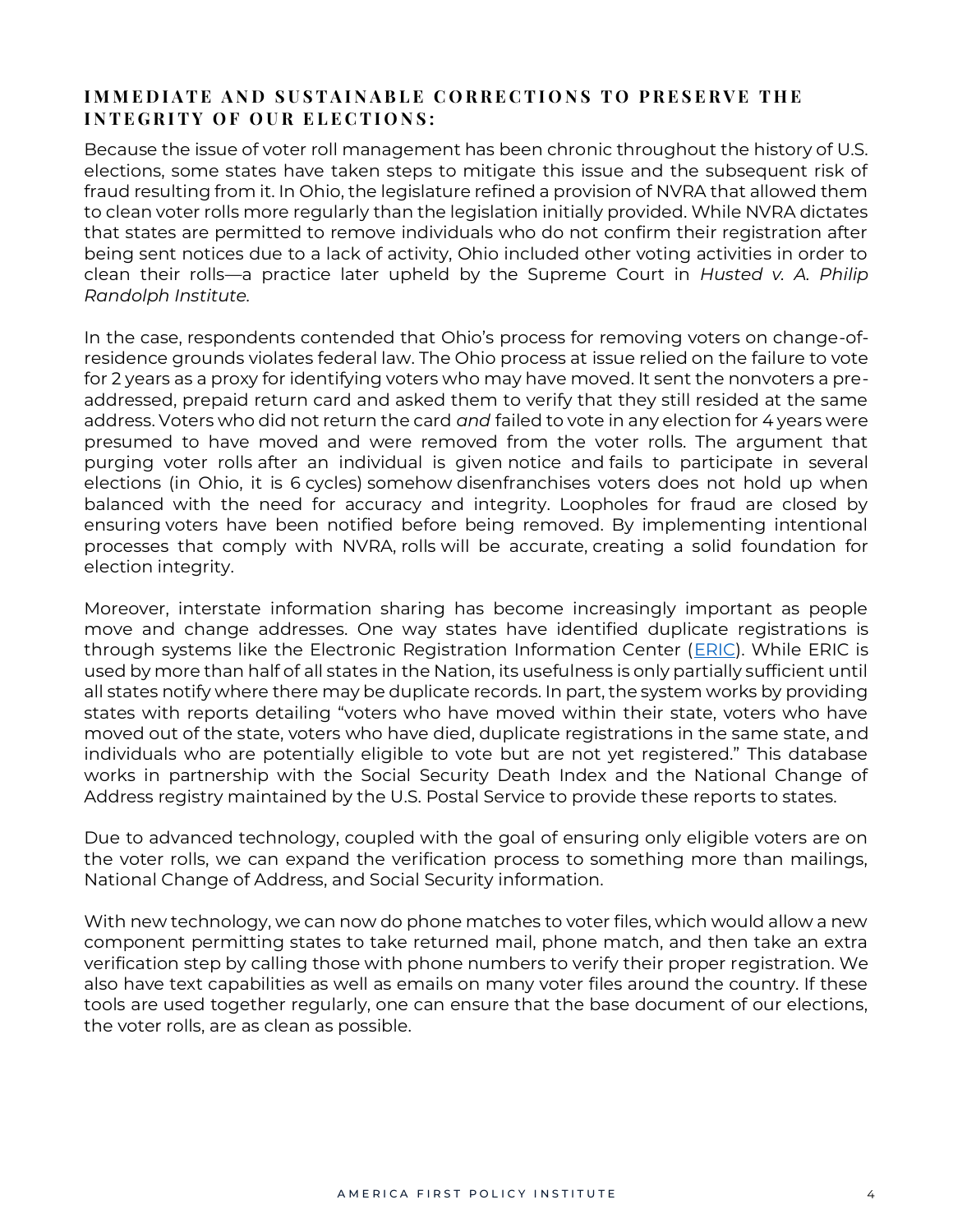## IMMEDIATE AND SUSTAINABLE CORRECTIONS TO PRESERVE THE INTEGRITY OF OUR ELECTIONS:

Because the issue of voter roll management has been chronic throughout the history of U.S. elections, some states have taken steps to mitigate this issue and the subsequent risk of fraud resulting from it. In Ohio, the legislature refined a provision of NVRA that allowed them to clean voter rolls more regularly than the legislation initially provided. While NVRA dictates that states are permitted to remove individuals who do not confirm their registration after being sent notices due to a lack of activity, Ohio included other voting activities in order to clean their rolls—a practice later upheld by the Supreme Court in *Husted v. A. Philip Randolph Institute*.

In the case, respondents contended that Ohio's process for removing voters on change-of-residence grounds violates federal law. The Ohio process at issue relied on the failure to vote for 2 years as a proxy for identifying voters who may have moved. It sent the nonvoters a pre-addressed, prepaid return card and asked them to verify that they still resided at the same address. Voters who did not return the card *and* failed to vote in any election for 4 years were presumed to have moved and were removed from the voter rolls. The argument that purging voter rolls after an individual is given notice and fails to participate in several elections (in Ohio, it is 6 cycles) somehow disenfranchises voters does not hold up when balanced with the need for accuracy and integrity. Loopholes for fraud are closed by ensuring voters have been notified before being removed. By implementing intentional processes that comply with NVRA, rolls will be accurate, creating a solid foundation for election integrity.

Moreover, interstate information sharing has become increasingly important as people move and change addresses. One way states have identified duplicate registrations is through systems like the Electronic Registration Information Center (ERIC). While ERIC is used by more than half of all states in the Nation, its usefulness is only partially sufficient until all states notify where there may be duplicate records. In part, the system works by providing states with reports detailing "voters who have moved within their state, voters who have moved out of the state, voters who have died, duplicate registrations in the same state, and individuals who are potentially eligible to vote but are not yet registered." This database works in partnership with the Social Security Death Index and the National Change of Address registry maintained by the U.S. Postal Service to provide these reports to states.

Due to advanced technology, coupled with the goal of ensuring only eligible voters are on the voter rolls, we can expand the verification process to something more than mailings, National Change of Address, and Social Security information.

With new technology, we can now do phone matches to voter files, which would allow a new component permitting states to take returned mail, phone match, and then take an extra verification step by calling those with phone numbers to verify their proper registration. We also have text capabilities as well as emails on many voter files around the country. If these tools are used together regularly, one can ensure that the base document of our elections, the voter rolls, are as clean as possible.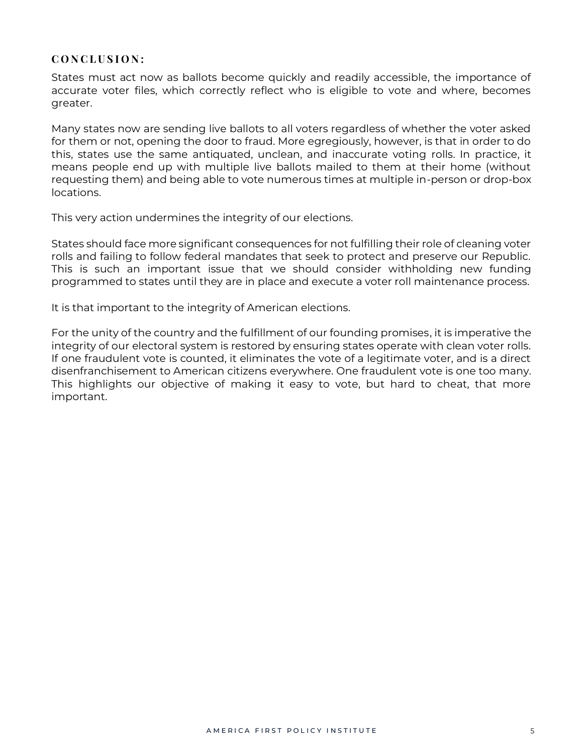## CONCLUSION:

States must act now as ballots become quickly and readily accessible, the importance of accurate voter files, which correctly reflect who is eligible to vote and where, becomes greater.

Many states now are sending live ballots to all voters regardless of whether the voter asked for them or not, opening the door to fraud. More egregiously, however, is that in order to do this, states use the same antiquated, unclean, and inaccurate voting rolls. In practice, it means people end up with multiple live ballots mailed to them at their home (without requesting them) and being able to vote numerous times at multiple in-person or drop-box locations.

This very action undermines the integrity of our elections.

States should face more significant consequences for not fulfilling their role of cleaning voter rolls and failing to follow federal mandates that seek to protect and preserve our Republic. This is such an important issue that we should consider withholding new funding programmed to states until they are in place and execute a voter roll maintenance process.

It is that important to the integrity of American elections.

For the unity of the country and the fulfillment of our founding promises, it is imperative the integrity of our electoral system is restored by ensuring states operate with clean voter rolls. If one fraudulent vote is counted, it eliminates the vote of a legitimate voter, and is a direct disenfranchisement to American citizens everywhere. One fraudulent vote is one too many. This highlights our objective of making it easy to vote, but hard to cheat, that more important.